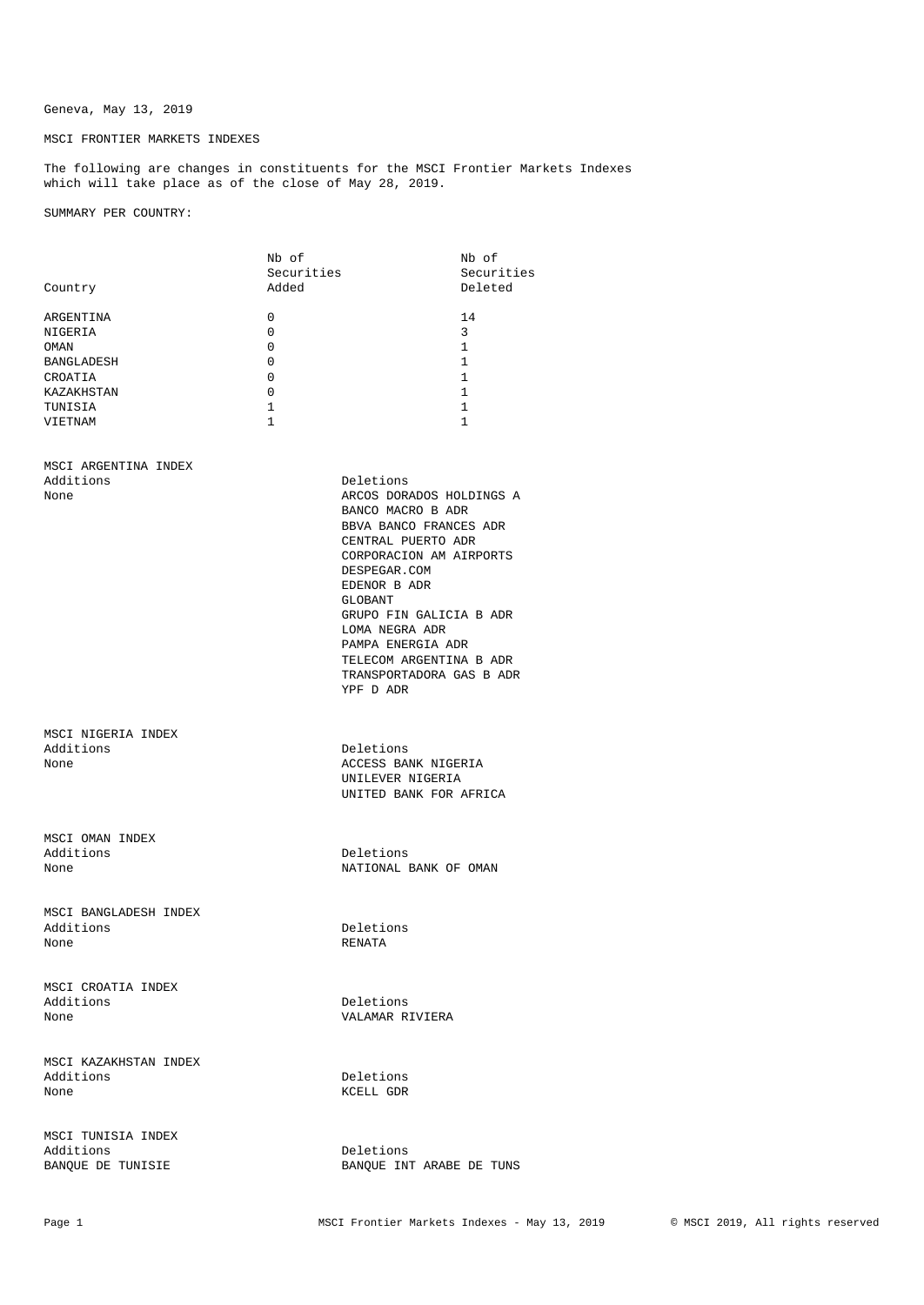Geneva, May 13, 2019

MSCI FRONTIER MARKETS INDEXES

The following are changes in constituents for the MSCI Frontier Markets Indexes which will take place as of the close of May 28, 2019.

SUMMARY PER COUNTRY:

| Country | Nb of Securities Added | Nb of Securities Deleted |
|---|---|---|
| ARGENTINA | 0 | 14 |
| NIGERIA | 0 | 3 |
| OMAN | 0 | 1 |
| BANGLADESH | 0 | 1 |
| CROATIA | 0 | 1 |
| KAZAKHSTAN | 0 | 1 |
| TUNISIA | 1 | 1 |
| VIETNAM | 1 | 1 |

MSCI ARGENTINA INDEX

| Additions | Deletions |
|---|---|
| None | ARCOS DORADOS HOLDINGS A |
| | BANCO MACRO B ADR |
| | BBVA BANCO FRANCES ADR |
| | CENTRAL PUERTO ADR |
| | CORPORACION AM AIRPORTS |
| | DESPEGAR.COM |
| | EDENOR B ADR |
| | GLOBANT |
| | GRUPO FIN GALICIA B ADR |
| | LOMA NEGRA ADR |
| | PAMPA ENERGIA ADR |
| | TELECOM ARGENTINA B ADR |
| | TRANSPORTADORA GAS B ADR |
| | YPF D ADR |

MSCI NIGERIA INDEX

| Additions | Deletions |
|---|---|
| None | ACCESS BANK NIGERIA |
| | UNILEVER NIGERIA |
| | UNITED BANK FOR AFRICA |

MSCI OMAN INDEX

| Additions | Deletions |
|---|---|
| None | NATIONAL BANK OF OMAN |

MSCI BANGLADESH INDEX

| Additions | Deletions |
|---|---|
| None | RENATA |

MSCI CROATIA INDEX

| Additions | Deletions |
|---|---|
| None | VALAMAR RIVIERA |

MSCI KAZAKHSTAN INDEX

| Additions | Deletions |
|---|---|
| None | KCELL GDR |

MSCI TUNISIA INDEX

| Additions | Deletions |
|---|---|
| BANQUE DE TUNISIE | BANQUE INT ARABE DE TUNS |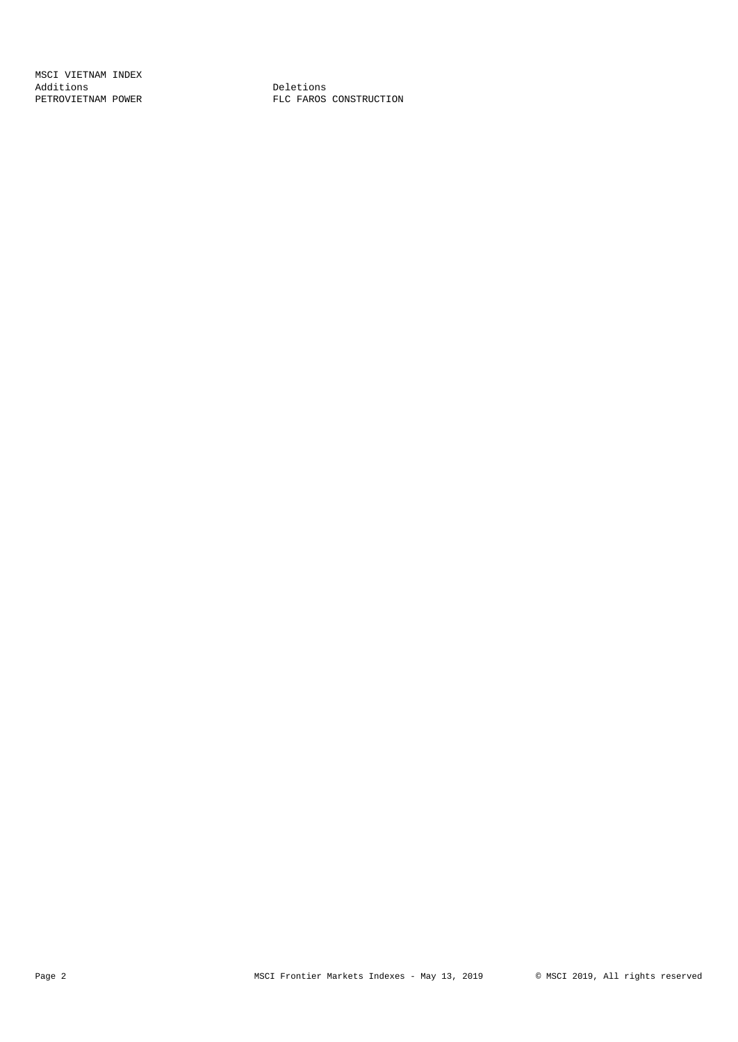MSCI VIETNAM INDEX

| Additions | Deletions |
| --- | --- |
| PETROVIETNAM POWER | FLC FAROS CONSTRUCTION |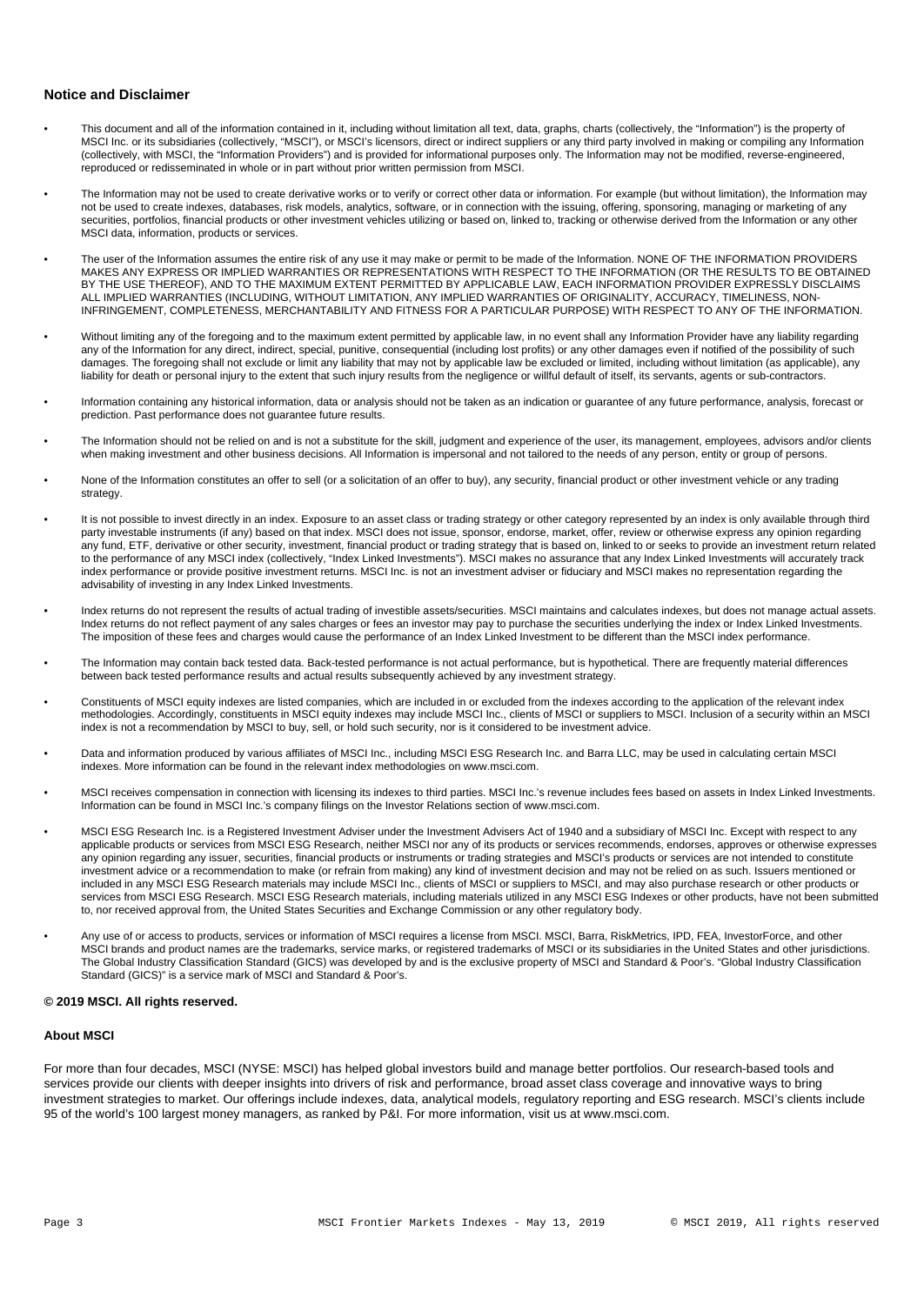## Notice and Disclaimer

- This document and all of the information contained in it, including without limitation all text, data, graphs, charts (collectively, the "Information") is the property of MSCI Inc. or its subsidiaries (collectively, "MSCI"), or MSCI's licensors, direct or indirect suppliers or any third party involved in making or compiling any Information (collectively, with MSCI, the "Information Providers") and is provided for informational purposes only. The Information may not be modified, reverse-engineered, reproduced or redisseminated in whole or in part without prior written permission from MSCI.
- The Information may not be used to create derivative works or to verify or correct other data or information. For example (but without limitation), the Information may not be used to create indexes, databases, risk models, analytics, software, or in connection with the issuing, offering, sponsoring, managing or marketing of any securities, portfolios, financial products or other investment vehicles utilizing or based on, linked to, tracking or otherwise derived from the Information or any other MSCI data, information, products or services.
- The user of the Information assumes the entire risk of any use it may make or permit to be made of the Information. NONE OF THE INFORMATION PROVIDERS MAKES ANY EXPRESS OR IMPLIED WARRANTIES OR REPRESENTATIONS WITH RESPECT TO THE INFORMATION (OR THE RESULTS TO BE OBTAINED BY THE USE THEREOF), AND TO THE MAXIMUM EXTENT PERMITTED BY APPLICABLE LAW, EACH INFORMATION PROVIDER EXPRESSLY DISCLAIMS ALL IMPLIED WARRANTIES (INCLUDING, WITHOUT LIMITATION, ANY IMPLIED WARRANTIES OF ORIGINALITY, ACCURACY, TIMELINESS, NON-INFRINGEMENT, COMPLETENESS, MERCHANTABILITY AND FITNESS FOR A PARTICULAR PURPOSE) WITH RESPECT TO ANY OF THE INFORMATION.
- Without limiting any of the foregoing and to the maximum extent permitted by applicable law, in no event shall any Information Provider have any liability regarding any of the Information for any direct, indirect, special, punitive, consequential (including lost profits) or any other damages even if notified of the possibility of such damages. The foregoing shall not exclude or limit any liability that may not by applicable law be excluded or limited, including without limitation (as applicable), any liability for death or personal injury to the extent that such injury results from the negligence or willful default of itself, its servants, agents or sub-contractors.
- Information containing any historical information, data or analysis should not be taken as an indication or guarantee of any future performance, analysis, forecast or prediction. Past performance does not guarantee future results.
- The Information should not be relied on and is not a substitute for the skill, judgment and experience of the user, its management, employees, advisors and/or clients when making investment and other business decisions. All Information is impersonal and not tailored to the needs of any person, entity or group of persons.
- None of the Information constitutes an offer to sell (or a solicitation of an offer to buy), any security, financial product or other investment vehicle or any trading strategy.
- It is not possible to invest directly in an index. Exposure to an asset class or trading strategy or other category represented by an index is only available through third party investable instruments (if any) based on that index. MSCI does not issue, sponsor, endorse, market, offer, review or otherwise express any opinion regarding any fund, ETF, derivative or other security, investment, financial product or trading strategy that is based on, linked to or seeks to provide an investment return related to the performance of any MSCI index (collectively, "Index Linked Investments"). MSCI makes no assurance that any Index Linked Investments will accurately track index performance or provide positive investment returns. MSCI Inc. is not an investment adviser or fiduciary and MSCI makes no representation regarding the advisability of investing in any Index Linked Investments.
- Index returns do not represent the results of actual trading of investible assets/securities. MSCI maintains and calculates indexes, but does not manage actual assets. Index returns do not reflect payment of any sales charges or fees an investor may pay to purchase the securities underlying the index or Index Linked Investments. The imposition of these fees and charges would cause the performance of an Index Linked Investment to be different than the MSCI index performance.
- The Information may contain back tested data. Back-tested performance is not actual performance, but is hypothetical. There are frequently material differences between back tested performance results and actual results subsequently achieved by any investment strategy.
- Constituents of MSCI equity indexes are listed companies, which are included in or excluded from the indexes according to the application of the relevant index methodologies. Accordingly, constituents in MSCI equity indexes may include MSCI Inc., clients of MSCI or suppliers to MSCI. Inclusion of a security within an MSCI index is not a recommendation by MSCI to buy, sell, or hold such security, nor is it considered to be investment advice.
- Data and information produced by various affiliates of MSCI Inc., including MSCI ESG Research Inc. and Barra LLC, may be used in calculating certain MSCI indexes. More information can be found in the relevant index methodologies on www.msci.com.
- MSCI receives compensation in connection with licensing its indexes to third parties. MSCI Inc.'s revenue includes fees based on assets in Index Linked Investments. Information can be found in MSCI Inc.'s company filings on the Investor Relations section of www.msci.com.
- MSCI ESG Research Inc. is a Registered Investment Adviser under the Investment Advisers Act of 1940 and a subsidiary of MSCI Inc. Except with respect to any applicable products or services from MSCI ESG Research, neither MSCI nor any of its products or services recommends, endorses, approves or otherwise expresses any opinion regarding any issuer, securities, financial products or instruments or trading strategies and MSCI's products or services are not intended to constitute investment advice or a recommendation to make (or refrain from making) any kind of investment decision and may not be relied on as such. Issuers mentioned or included in any MSCI ESG Research materials may include MSCI Inc., clients of MSCI or suppliers to MSCI, and may also purchase research or other products or services from MSCI ESG Research. MSCI ESG Research materials, including materials utilized in any MSCI ESG Indexes or other products, have not been submitted to, nor received approval from, the United States Securities and Exchange Commission or any other regulatory body.
- Any use of or access to products, services or information of MSCI requires a license from MSCI. MSCI, Barra, RiskMetrics, IPD, FEA, InvestorForce, and other MSCI brands and product names are the trademarks, service marks, or registered trademarks of MSCI or its subsidiaries in the United States and other jurisdictions. The Global Industry Classification Standard (GICS) was developed by and is the exclusive property of MSCI and Standard & Poor's. "Global Industry Classification Standard (GICS)" is a service mark of MSCI and Standard & Poor's.

**© 2019 MSCI. All rights reserved.**

### About MSCI

For more than four decades, MSCI (NYSE: MSCI) has helped global investors build and manage better portfolios. Our research-based tools and services provide our clients with deeper insights into drivers of risk and performance, broad asset class coverage and innovative ways to bring investment strategies to market. Our offerings include indexes, data, analytical models, regulatory reporting and ESG research. MSCI's clients include 95 of the world's 100 largest money managers, as ranked by P&I. For more information, visit us at www.msci.com.